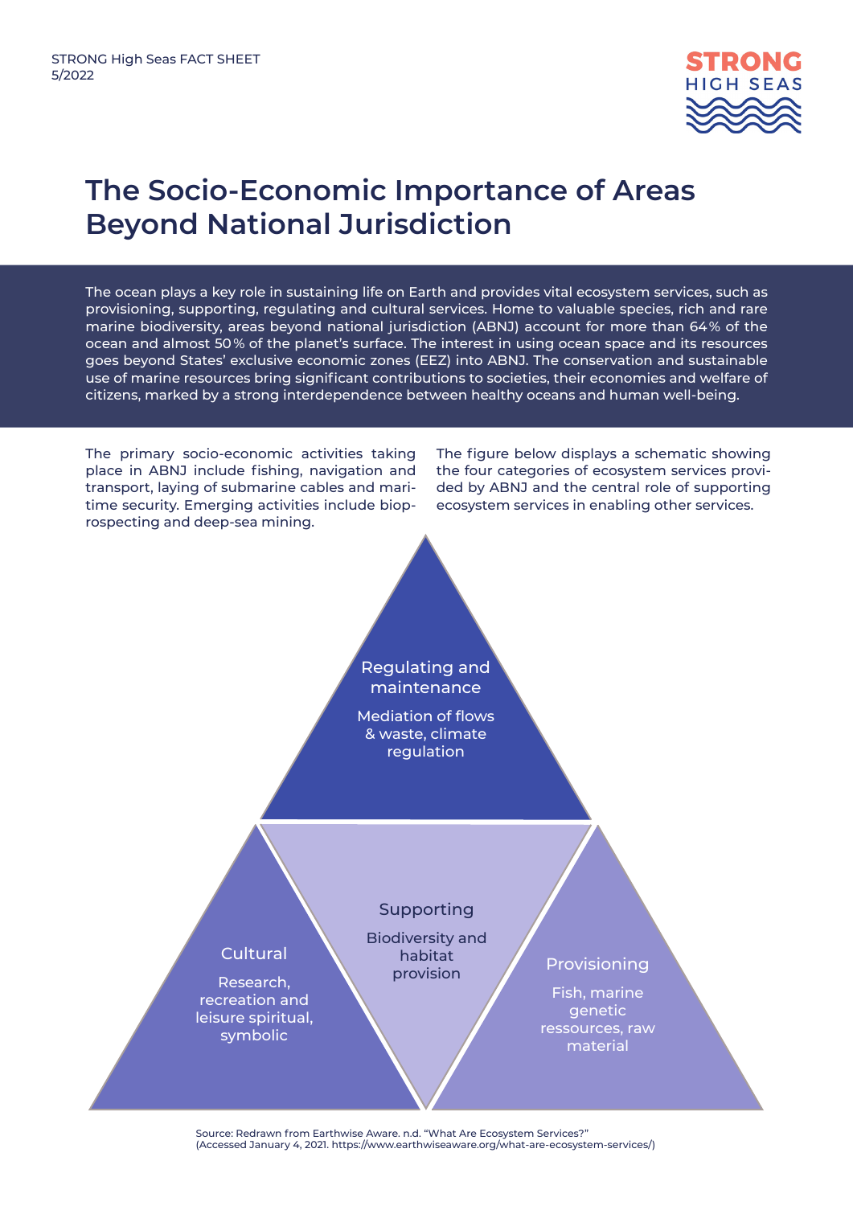STRONG High Seas FACT SHEET
5/2022

# The Socio-Economic Importance of Areas Beyond National Jurisdiction

The ocean plays a key role in sustaining life on Earth and provides vital ecosystem services, such as provisioning, supporting, regulating and cultural services. Home to valuable species, rich and rare marine biodiversity, areas beyond national jurisdiction (ABNJ) account for more than 64 % of the ocean and almost 50 % of the planet's surface. The interest in using ocean space and its resources goes beyond States' exclusive economic zones (EEZ) into ABNJ. The conservation and sustainable use of marine resources bring significant contributions to societies, their economies and welfare of citizens, marked by a strong interdependence between healthy oceans and human well-being.

The primary socio-economic activities taking place in ABNJ include fishing, navigation and transport, laying of submarine cables and maritime security. Emerging activities include bioprospecting and deep-sea mining.

The figure below displays a schematic showing the four categories of ecosystem services provided by ABNJ and the central role of supporting ecosystem services in enabling other services.

**Regulating and maintenance**
Mediation of flows & waste, climate regulation

**Cultural**
Research, recreation and leisure spiritual, symbolic

**Supporting**
Biodiversity and habitat provision

**Provisioning**
Fish, marine genetic ressources, raw material

Source: Redrawn from Earthwise Aware. n.d. "What Are Ecosystem Services?" (Accessed January 4, 2021. https://www.earthwiseaware.org/what-are-ecosystem-services/)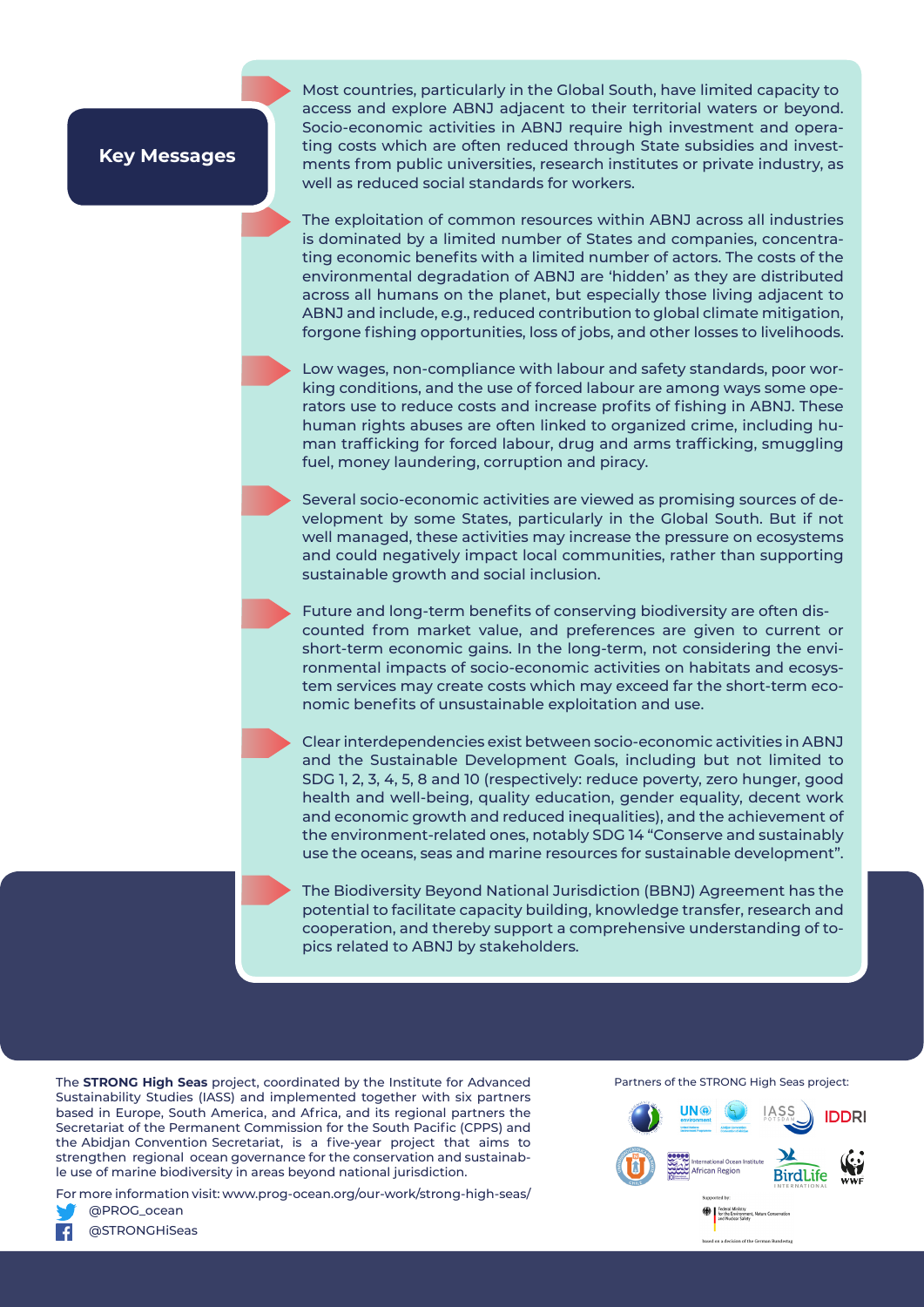## Key Messages

- Most countries, particularly in the Global South, have limited capacity to access and explore ABNJ adjacent to their territorial waters or beyond. Socio-economic activities in ABNJ require high investment and operating costs which are often reduced through State subsidies and investments from public universities, research institutes or private industry, as well as reduced social standards for workers.

- The exploitation of common resources within ABNJ across all industries is dominated by a limited number of States and companies, concentrating economic benefits with a limited number of actors. The costs of the environmental degradation of ABNJ are 'hidden' as they are distributed across all humans on the planet, but especially those living adjacent to ABNJ and include, e.g., reduced contribution to global climate mitigation, forgone fishing opportunities, loss of jobs, and other losses to livelihoods.

- Low wages, non-compliance with labour and safety standards, poor working conditions, and the use of forced labour are among ways some operators use to reduce costs and increase profits of fishing in ABNJ. These human rights abuses are often linked to organized crime, including human trafficking for forced labour, drug and arms trafficking, smuggling fuel, money laundering, corruption and piracy.

- Several socio-economic activities are viewed as promising sources of development by some States, particularly in the Global South. But if not well managed, these activities may increase the pressure on ecosystems and could negatively impact local communities, rather than supporting sustainable growth and social inclusion.

- Future and long-term benefits of conserving biodiversity are often discounted from market value, and preferences are given to current or short-term economic gains. In the long-term, not considering the environmental impacts of socio-economic activities on habitats and ecosystem services may create costs which may exceed far the short-term economic benefits of unsustainable exploitation and use.

- Clear interdependencies exist between socio-economic activities in ABNJ and the Sustainable Development Goals, including but not limited to SDG 1, 2, 3, 4, 5, 8 and 10 (respectively: reduce poverty, zero hunger, good health and well-being, quality education, gender equality, decent work and economic growth and reduced inequalities), and the achievement of the environment-related ones, notably SDG 14 "Conserve and sustainably use the oceans, seas and marine resources for sustainable development".

- The Biodiversity Beyond National Jurisdiction (BBNJ) Agreement has the potential to facilitate capacity building, knowledge transfer, research and cooperation, and thereby support a comprehensive understanding of topics related to ABNJ by stakeholders.

The **STRONG High Seas** project, coordinated by the Institute for Advanced Sustainability Studies (IASS) and implemented together with six partners based in Europe, South America, and Africa, and its regional partners the Secretariat of the Permanent Commission for the South Pacific (CPPS) and the Abidjan Convention Secretariat, is a five-year project that aims to strengthen regional ocean governance for the conservation and sustainable use of marine biodiversity in areas beyond national jurisdiction.

For more information visit: www.prog-ocean.org/our-work/strong-high-seas/

@PROG_ocean

@STRONGHiSeas

Partners of the STRONG High Seas project:

UN environment, IASS Potsdam, IDDRI, International Ocean Institute African Region, BirdLife International, WWF

Supported by: Federal Ministry for the Environment, Nature Conservation and Nuclear Safety

based on a decision of the German Bundestag